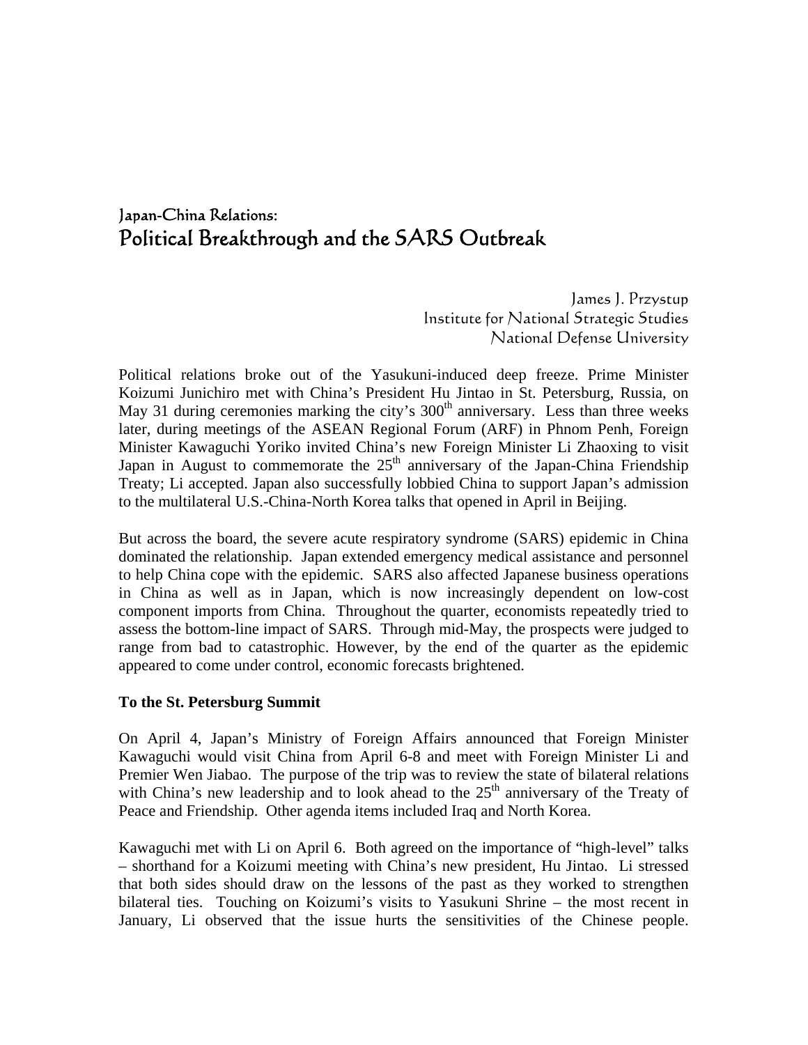# Japan-China Relations:
# Political Breakthrough and the SARS Outbreak

James J. Przystup
Institute for National Strategic Studies
National Defense University

Political relations broke out of the Yasukuni-induced deep freeze. Prime Minister Koizumi Junichiro met with China's President Hu Jintao in St. Petersburg, Russia, on May 31 during ceremonies marking the city's 300th anniversary. Less than three weeks later, during meetings of the ASEAN Regional Forum (ARF) in Phnom Penh, Foreign Minister Kawaguchi Yoriko invited China's new Foreign Minister Li Zhaoxing to visit Japan in August to commemorate the 25th anniversary of the Japan-China Friendship Treaty; Li accepted. Japan also successfully lobbied China to support Japan's admission to the multilateral U.S.-China-North Korea talks that opened in April in Beijing.

But across the board, the severe acute respiratory syndrome (SARS) epidemic in China dominated the relationship. Japan extended emergency medical assistance and personnel to help China cope with the epidemic. SARS also affected Japanese business operations in China as well as in Japan, which is now increasingly dependent on low-cost component imports from China. Throughout the quarter, economists repeatedly tried to assess the bottom-line impact of SARS. Through mid-May, the prospects were judged to range from bad to catastrophic. However, by the end of the quarter as the epidemic appeared to come under control, economic forecasts brightened.

**To the St. Petersburg Summit**

On April 4, Japan's Ministry of Foreign Affairs announced that Foreign Minister Kawaguchi would visit China from April 6-8 and meet with Foreign Minister Li and Premier Wen Jiabao. The purpose of the trip was to review the state of bilateral relations with China's new leadership and to look ahead to the 25th anniversary of the Treaty of Peace and Friendship. Other agenda items included Iraq and North Korea.

Kawaguchi met with Li on April 6. Both agreed on the importance of "high-level" talks – shorthand for a Koizumi meeting with China's new president, Hu Jintao. Li stressed that both sides should draw on the lessons of the past as they worked to strengthen bilateral ties. Touching on Koizumi's visits to Yasukuni Shrine – the most recent in January, Li observed that the issue hurts the sensitivities of the Chinese people.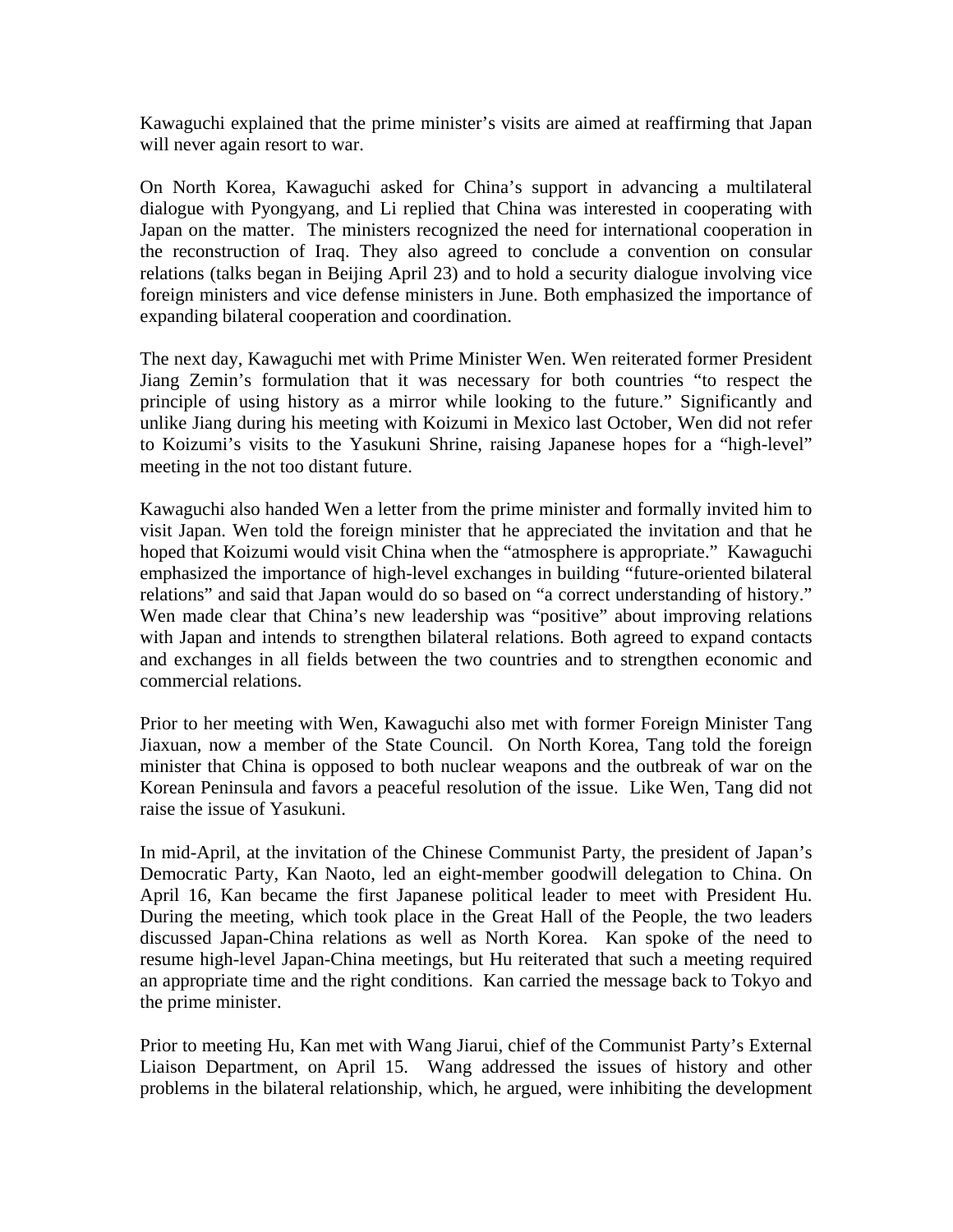Kawaguchi explained that the prime minister's visits are aimed at reaffirming that Japan will never again resort to war.

On North Korea, Kawaguchi asked for China's support in advancing a multilateral dialogue with Pyongyang, and Li replied that China was interested in cooperating with Japan on the matter. The ministers recognized the need for international cooperation in the reconstruction of Iraq. They also agreed to conclude a convention on consular relations (talks began in Beijing April 23) and to hold a security dialogue involving vice foreign ministers and vice defense ministers in June. Both emphasized the importance of expanding bilateral cooperation and coordination.

The next day, Kawaguchi met with Prime Minister Wen. Wen reiterated former President Jiang Zemin's formulation that it was necessary for both countries "to respect the principle of using history as a mirror while looking to the future." Significantly and unlike Jiang during his meeting with Koizumi in Mexico last October, Wen did not refer to Koizumi's visits to the Yasukuni Shrine, raising Japanese hopes for a "high-level" meeting in the not too distant future.

Kawaguchi also handed Wen a letter from the prime minister and formally invited him to visit Japan. Wen told the foreign minister that he appreciated the invitation and that he hoped that Koizumi would visit China when the "atmosphere is appropriate." Kawaguchi emphasized the importance of high-level exchanges in building "future-oriented bilateral relations" and said that Japan would do so based on "a correct understanding of history." Wen made clear that China's new leadership was "positive" about improving relations with Japan and intends to strengthen bilateral relations. Both agreed to expand contacts and exchanges in all fields between the two countries and to strengthen economic and commercial relations.

Prior to her meeting with Wen, Kawaguchi also met with former Foreign Minister Tang Jiaxuan, now a member of the State Council. On North Korea, Tang told the foreign minister that China is opposed to both nuclear weapons and the outbreak of war on the Korean Peninsula and favors a peaceful resolution of the issue. Like Wen, Tang did not raise the issue of Yasukuni.

In mid-April, at the invitation of the Chinese Communist Party, the president of Japan's Democratic Party, Kan Naoto, led an eight-member goodwill delegation to China. On April 16, Kan became the first Japanese political leader to meet with President Hu. During the meeting, which took place in the Great Hall of the People, the two leaders discussed Japan-China relations as well as North Korea. Kan spoke of the need to resume high-level Japan-China meetings, but Hu reiterated that such a meeting required an appropriate time and the right conditions. Kan carried the message back to Tokyo and the prime minister.

Prior to meeting Hu, Kan met with Wang Jiarui, chief of the Communist Party's External Liaison Department, on April 15. Wang addressed the issues of history and other problems in the bilateral relationship, which, he argued, were inhibiting the development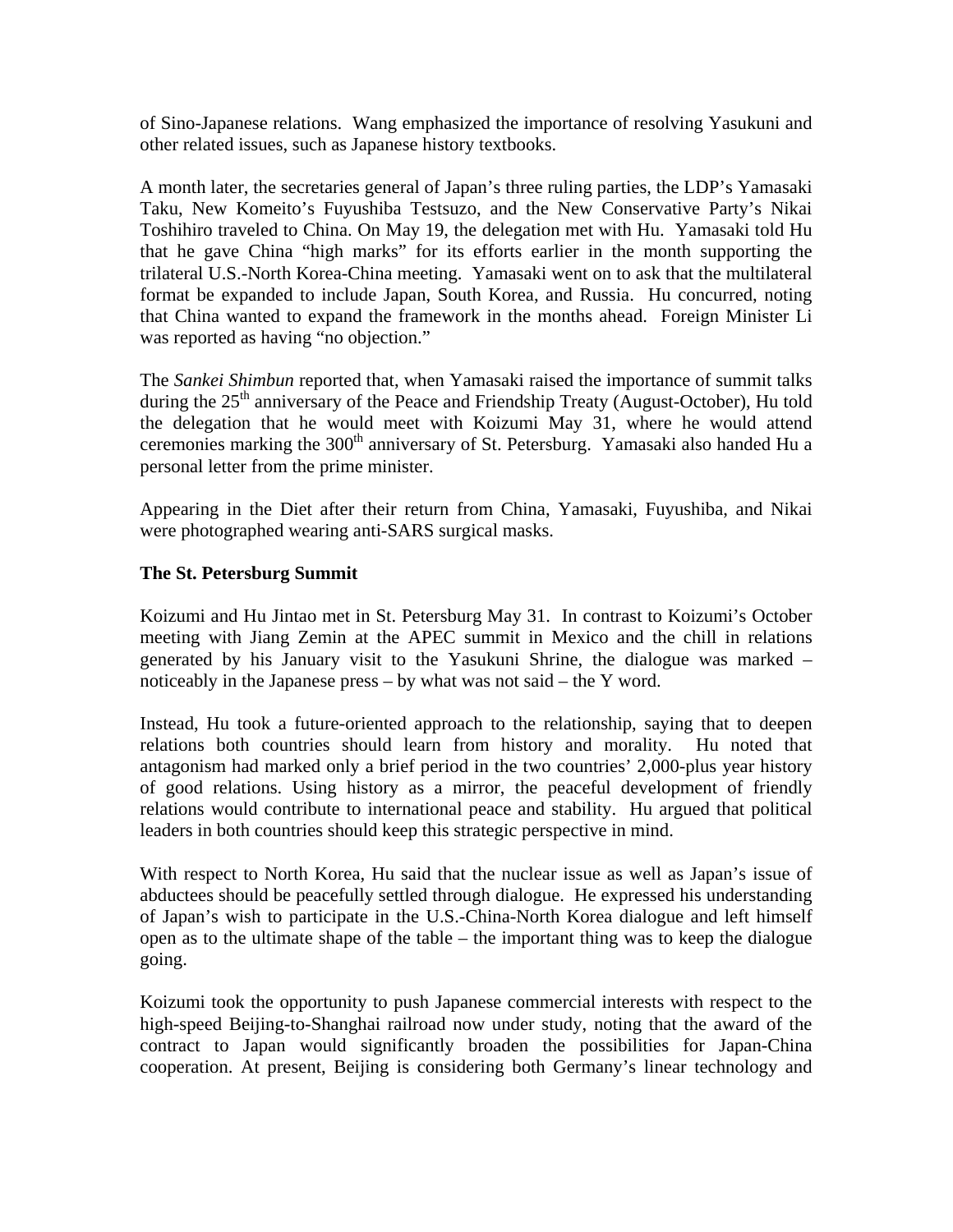of Sino-Japanese relations. Wang emphasized the importance of resolving Yasukuni and other related issues, such as Japanese history textbooks.

A month later, the secretaries general of Japan's three ruling parties, the LDP's Yamasaki Taku, New Komeito's Fuyushiba Testsuzo, and the New Conservative Party's Nikai Toshihiro traveled to China. On May 19, the delegation met with Hu. Yamasaki told Hu that he gave China "high marks" for its efforts earlier in the month supporting the trilateral U.S.-North Korea-China meeting. Yamasaki went on to ask that the multilateral format be expanded to include Japan, South Korea, and Russia. Hu concurred, noting that China wanted to expand the framework in the months ahead. Foreign Minister Li was reported as having "no objection."

The *Sankei Shimbun* reported that, when Yamasaki raised the importance of summit talks during the 25th anniversary of the Peace and Friendship Treaty (August-October), Hu told the delegation that he would meet with Koizumi May 31, where he would attend ceremonies marking the 300th anniversary of St. Petersburg. Yamasaki also handed Hu a personal letter from the prime minister.

Appearing in the Diet after their return from China, Yamasaki, Fuyushiba, and Nikai were photographed wearing anti-SARS surgical masks.

**The St. Petersburg Summit**

Koizumi and Hu Jintao met in St. Petersburg May 31. In contrast to Koizumi's October meeting with Jiang Zemin at the APEC summit in Mexico and the chill in relations generated by his January visit to the Yasukuni Shrine, the dialogue was marked – noticeably in the Japanese press – by what was not said – the Y word.

Instead, Hu took a future-oriented approach to the relationship, saying that to deepen relations both countries should learn from history and morality. Hu noted that antagonism had marked only a brief period in the two countries' 2,000-plus year history of good relations. Using history as a mirror, the peaceful development of friendly relations would contribute to international peace and stability. Hu argued that political leaders in both countries should keep this strategic perspective in mind.

With respect to North Korea, Hu said that the nuclear issue as well as Japan's issue of abductees should be peacefully settled through dialogue. He expressed his understanding of Japan's wish to participate in the U.S.-China-North Korea dialogue and left himself open as to the ultimate shape of the table – the important thing was to keep the dialogue going.

Koizumi took the opportunity to push Japanese commercial interests with respect to the high-speed Beijing-to-Shanghai railroad now under study, noting that the award of the contract to Japan would significantly broaden the possibilities for Japan-China cooperation. At present, Beijing is considering both Germany's linear technology and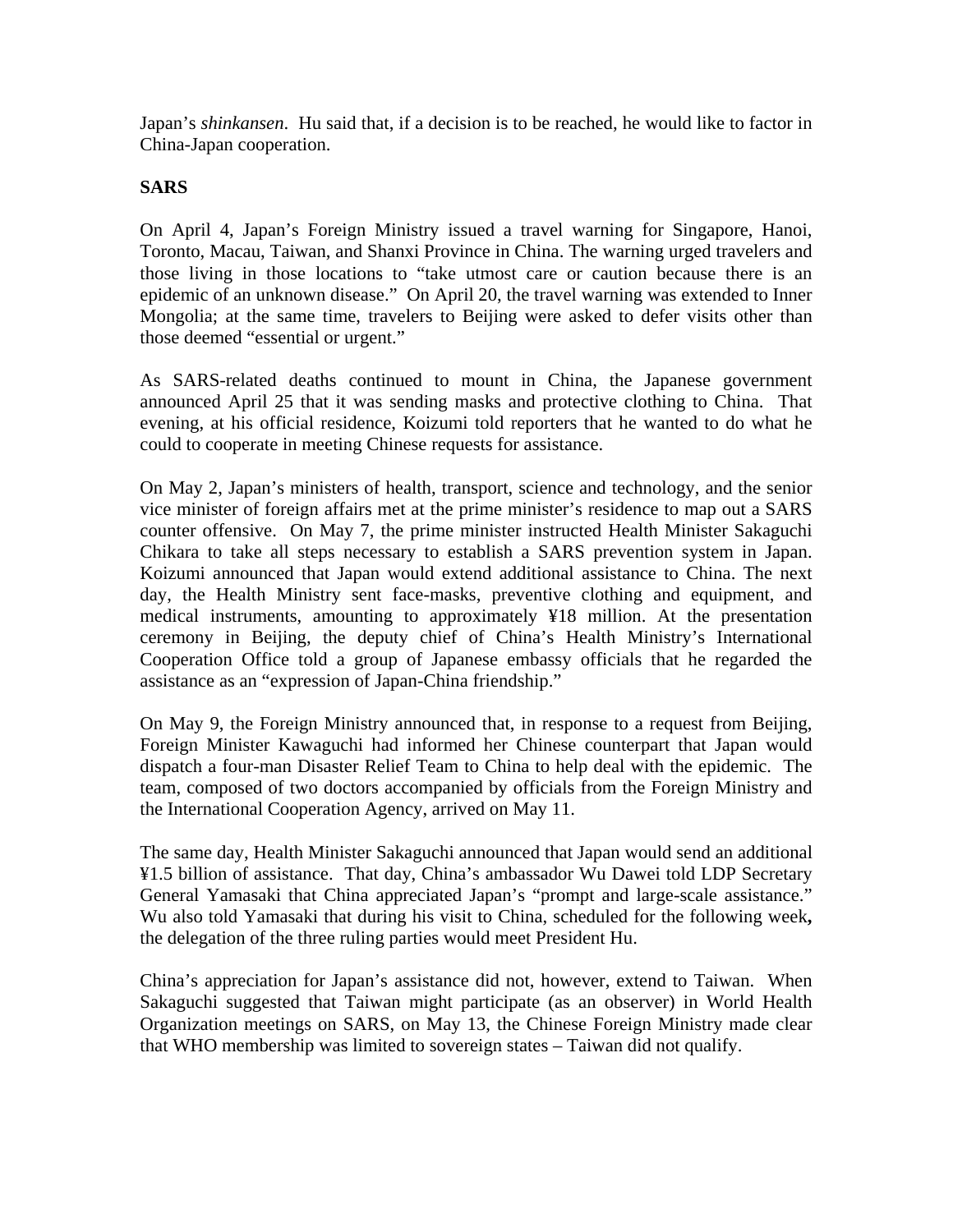Japan's *shinkansen*. Hu said that, if a decision is to be reached, he would like to factor in China-Japan cooperation.

**SARS**

On April 4, Japan's Foreign Ministry issued a travel warning for Singapore, Hanoi, Toronto, Macau, Taiwan, and Shanxi Province in China. The warning urged travelers and those living in those locations to "take utmost care or caution because there is an epidemic of an unknown disease." On April 20, the travel warning was extended to Inner Mongolia; at the same time, travelers to Beijing were asked to defer visits other than those deemed "essential or urgent."

As SARS-related deaths continued to mount in China, the Japanese government announced April 25 that it was sending masks and protective clothing to China. That evening, at his official residence, Koizumi told reporters that he wanted to do what he could to cooperate in meeting Chinese requests for assistance.

On May 2, Japan's ministers of health, transport, science and technology, and the senior vice minister of foreign affairs met at the prime minister's residence to map out a SARS counter offensive. On May 7, the prime minister instructed Health Minister Sakaguchi Chikara to take all steps necessary to establish a SARS prevention system in Japan. Koizumi announced that Japan would extend additional assistance to China. The next day, the Health Ministry sent face-masks, preventive clothing and equipment, and medical instruments, amounting to approximately ¥18 million. At the presentation ceremony in Beijing, the deputy chief of China's Health Ministry's International Cooperation Office told a group of Japanese embassy officials that he regarded the assistance as an "expression of Japan-China friendship."

On May 9, the Foreign Ministry announced that, in response to a request from Beijing, Foreign Minister Kawaguchi had informed her Chinese counterpart that Japan would dispatch a four-man Disaster Relief Team to China to help deal with the epidemic. The team, composed of two doctors accompanied by officials from the Foreign Ministry and the International Cooperation Agency, arrived on May 11.

The same day, Health Minister Sakaguchi announced that Japan would send an additional ¥1.5 billion of assistance. That day, China's ambassador Wu Dawei told LDP Secretary General Yamasaki that China appreciated Japan's "prompt and large-scale assistance." Wu also told Yamasaki that during his visit to China, scheduled for the following week**,** the delegation of the three ruling parties would meet President Hu.

China's appreciation for Japan's assistance did not, however, extend to Taiwan. When Sakaguchi suggested that Taiwan might participate (as an observer) in World Health Organization meetings on SARS, on May 13, the Chinese Foreign Ministry made clear that WHO membership was limited to sovereign states – Taiwan did not qualify.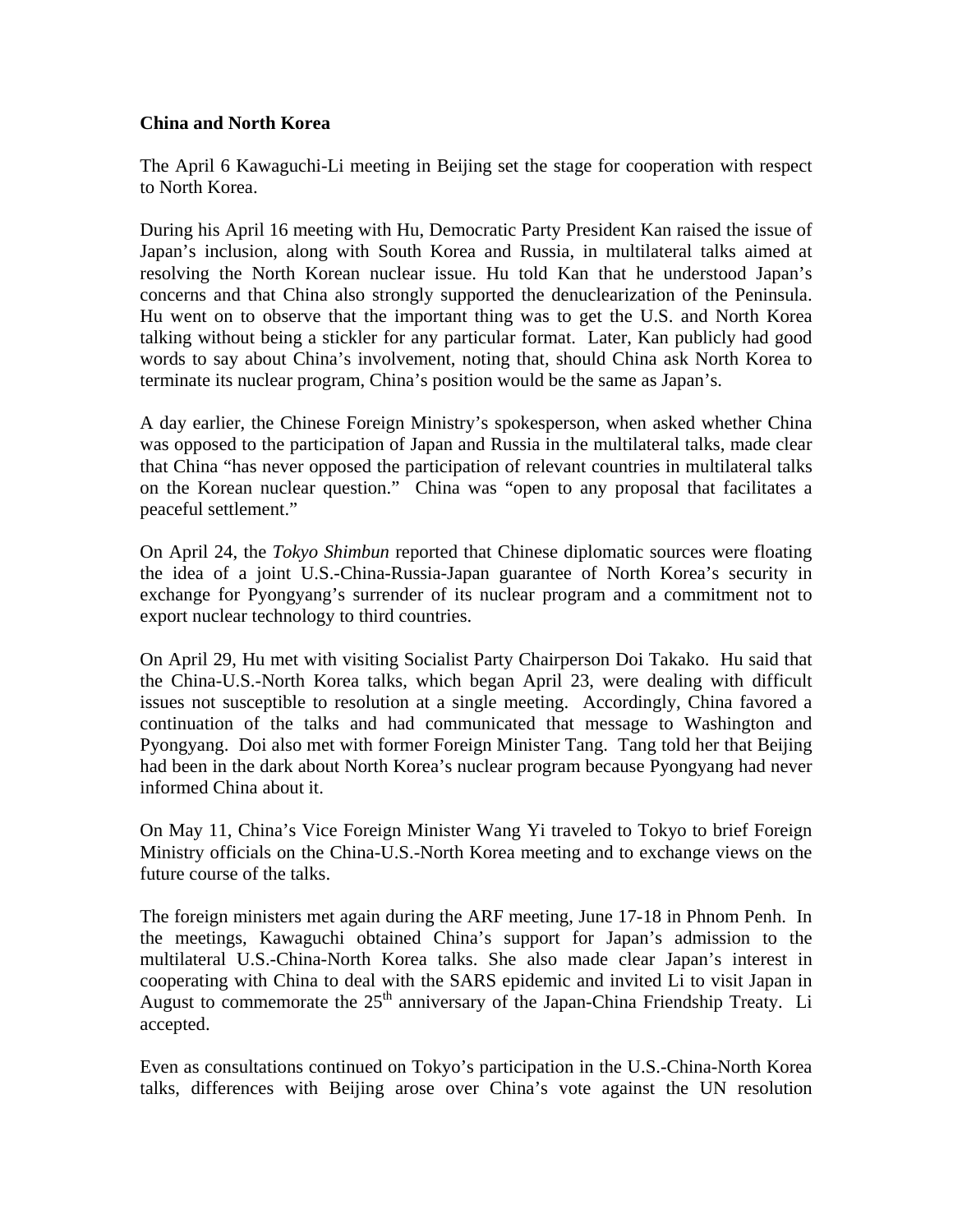**China and North Korea**

The April 6 Kawaguchi-Li meeting in Beijing set the stage for cooperation with respect to North Korea.

During his April 16 meeting with Hu, Democratic Party President Kan raised the issue of Japan's inclusion, along with South Korea and Russia, in multilateral talks aimed at resolving the North Korean nuclear issue. Hu told Kan that he understood Japan's concerns and that China also strongly supported the denuclearization of the Peninsula. Hu went on to observe that the important thing was to get the U.S. and North Korea talking without being a stickler for any particular format. Later, Kan publicly had good words to say about China's involvement, noting that, should China ask North Korea to terminate its nuclear program, China's position would be the same as Japan's.

A day earlier, the Chinese Foreign Ministry's spokesperson, when asked whether China was opposed to the participation of Japan and Russia in the multilateral talks, made clear that China "has never opposed the participation of relevant countries in multilateral talks on the Korean nuclear question." China was "open to any proposal that facilitates a peaceful settlement."

On April 24, the *Tokyo Shimbun* reported that Chinese diplomatic sources were floating the idea of a joint U.S.-China-Russia-Japan guarantee of North Korea's security in exchange for Pyongyang's surrender of its nuclear program and a commitment not to export nuclear technology to third countries.

On April 29, Hu met with visiting Socialist Party Chairperson Doi Takako. Hu said that the China-U.S.-North Korea talks, which began April 23, were dealing with difficult issues not susceptible to resolution at a single meeting. Accordingly, China favored a continuation of the talks and had communicated that message to Washington and Pyongyang. Doi also met with former Foreign Minister Tang. Tang told her that Beijing had been in the dark about North Korea's nuclear program because Pyongyang had never informed China about it.

On May 11, China's Vice Foreign Minister Wang Yi traveled to Tokyo to brief Foreign Ministry officials on the China-U.S.-North Korea meeting and to exchange views on the future course of the talks.

The foreign ministers met again during the ARF meeting, June 17-18 in Phnom Penh. In the meetings, Kawaguchi obtained China's support for Japan's admission to the multilateral U.S.-China-North Korea talks. She also made clear Japan's interest in cooperating with China to deal with the SARS epidemic and invited Li to visit Japan in August to commemorate the 25th anniversary of the Japan-China Friendship Treaty. Li accepted.

Even as consultations continued on Tokyo's participation in the U.S.-China-North Korea talks, differences with Beijing arose over China's vote against the UN resolution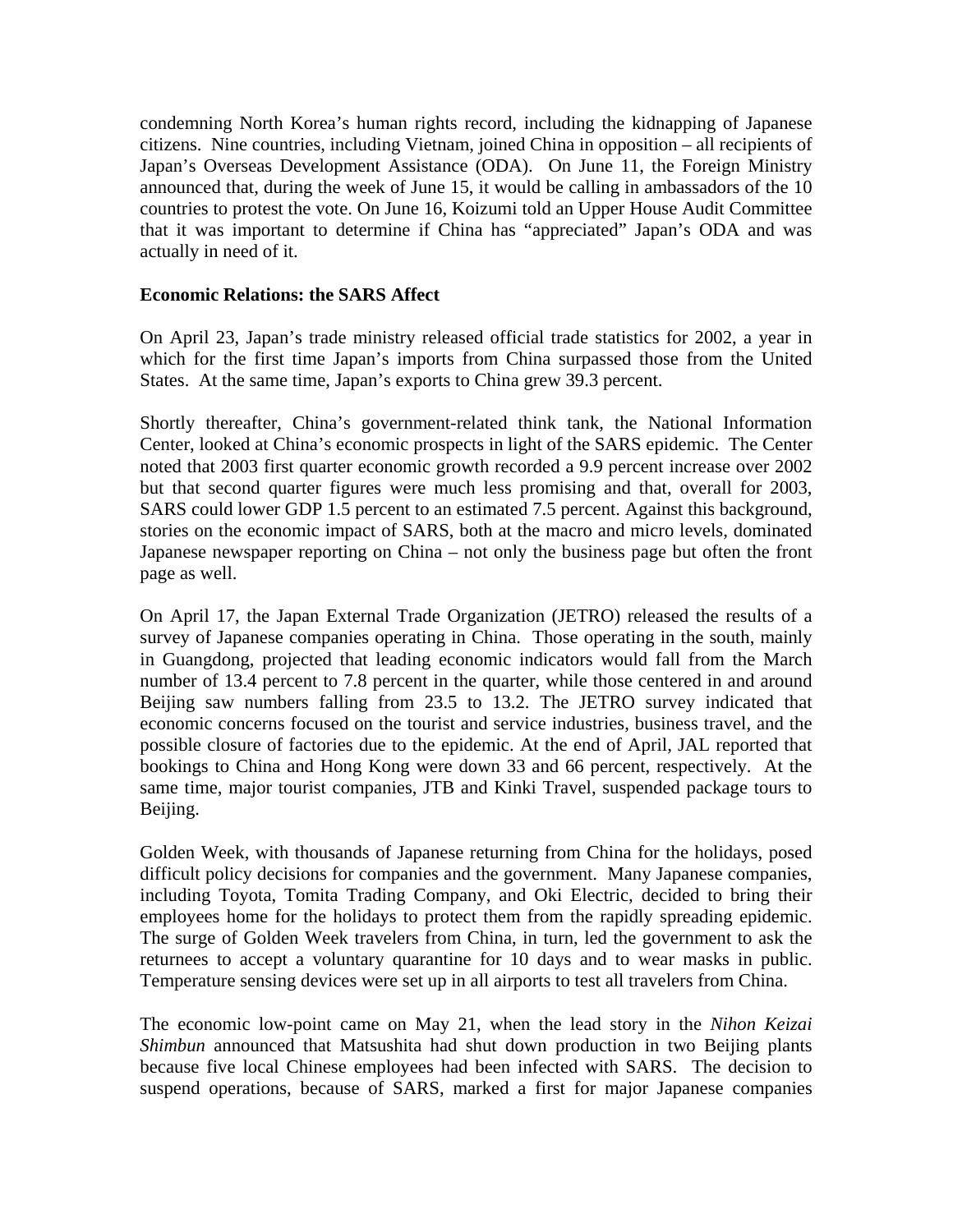condemning North Korea's human rights record, including the kidnapping of Japanese citizens. Nine countries, including Vietnam, joined China in opposition – all recipients of Japan's Overseas Development Assistance (ODA). On June 11, the Foreign Ministry announced that, during the week of June 15, it would be calling in ambassadors of the 10 countries to protest the vote. On June 16, Koizumi told an Upper House Audit Committee that it was important to determine if China has "appreciated" Japan's ODA and was actually in need of it.

**Economic Relations: the SARS Affect**

On April 23, Japan's trade ministry released official trade statistics for 2002, a year in which for the first time Japan's imports from China surpassed those from the United States. At the same time, Japan's exports to China grew 39.3 percent.

Shortly thereafter, China's government-related think tank, the National Information Center, looked at China's economic prospects in light of the SARS epidemic. The Center noted that 2003 first quarter economic growth recorded a 9.9 percent increase over 2002 but that second quarter figures were much less promising and that, overall for 2003, SARS could lower GDP 1.5 percent to an estimated 7.5 percent. Against this background, stories on the economic impact of SARS, both at the macro and micro levels, dominated Japanese newspaper reporting on China – not only the business page but often the front page as well.

On April 17, the Japan External Trade Organization (JETRO) released the results of a survey of Japanese companies operating in China. Those operating in the south, mainly in Guangdong, projected that leading economic indicators would fall from the March number of 13.4 percent to 7.8 percent in the quarter, while those centered in and around Beijing saw numbers falling from 23.5 to 13.2. The JETRO survey indicated that economic concerns focused on the tourist and service industries, business travel, and the possible closure of factories due to the epidemic. At the end of April, JAL reported that bookings to China and Hong Kong were down 33 and 66 percent, respectively. At the same time, major tourist companies, JTB and Kinki Travel, suspended package tours to Beijing.

Golden Week, with thousands of Japanese returning from China for the holidays, posed difficult policy decisions for companies and the government. Many Japanese companies, including Toyota, Tomita Trading Company, and Oki Electric, decided to bring their employees home for the holidays to protect them from the rapidly spreading epidemic. The surge of Golden Week travelers from China, in turn, led the government to ask the returnees to accept a voluntary quarantine for 10 days and to wear masks in public. Temperature sensing devices were set up in all airports to test all travelers from China.

The economic low-point came on May 21, when the lead story in the *Nihon Keizai Shimbun* announced that Matsushita had shut down production in two Beijing plants because five local Chinese employees had been infected with SARS. The decision to suspend operations, because of SARS, marked a first for major Japanese companies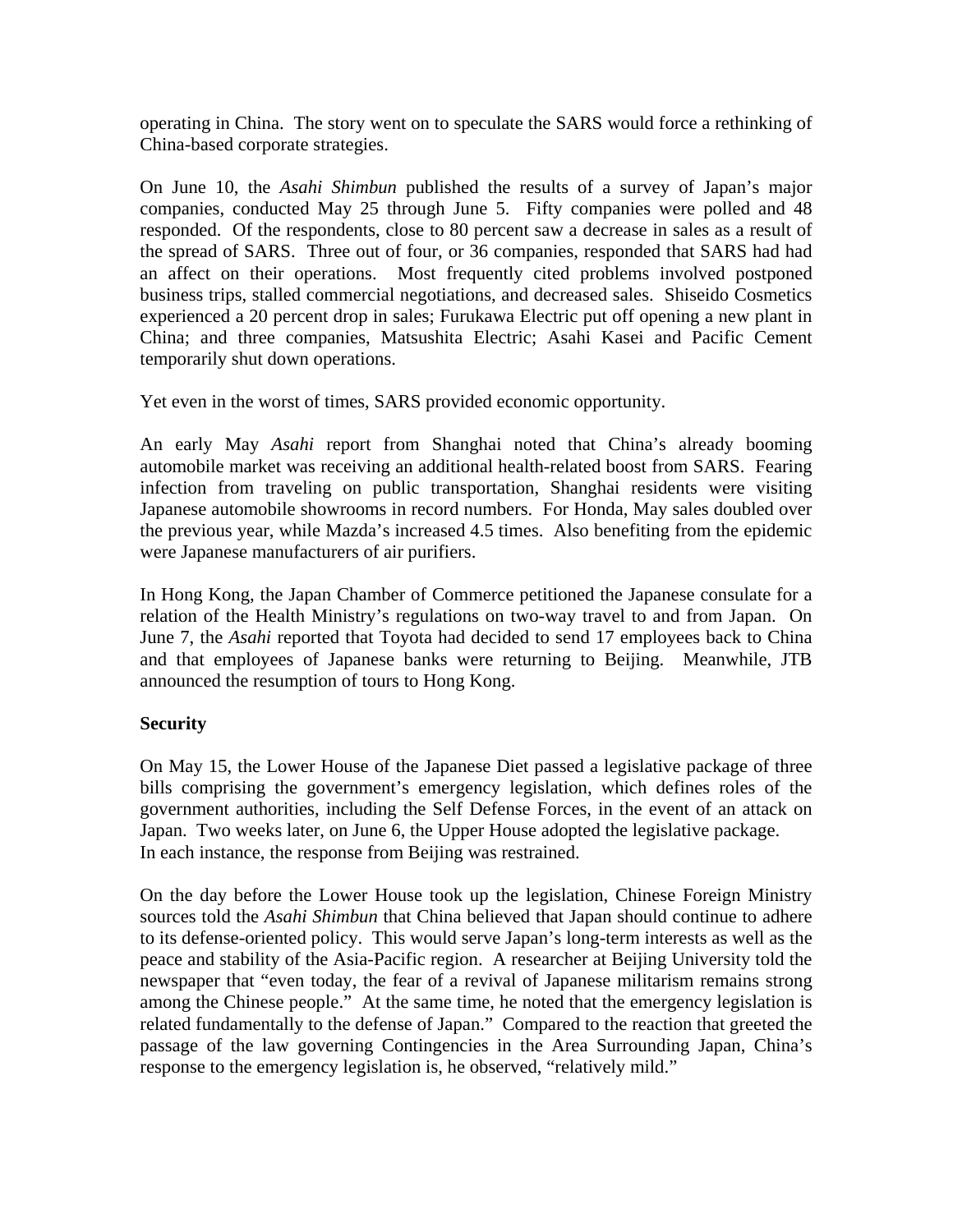operating in China. The story went on to speculate the SARS would force a rethinking of China-based corporate strategies.

On June 10, the *Asahi Shimbun* published the results of a survey of Japan's major companies, conducted May 25 through June 5. Fifty companies were polled and 48 responded. Of the respondents, close to 80 percent saw a decrease in sales as a result of the spread of SARS. Three out of four, or 36 companies, responded that SARS had had an affect on their operations. Most frequently cited problems involved postponed business trips, stalled commercial negotiations, and decreased sales. Shiseido Cosmetics experienced a 20 percent drop in sales; Furukawa Electric put off opening a new plant in China; and three companies, Matsushita Electric; Asahi Kasei and Pacific Cement temporarily shut down operations.

Yet even in the worst of times, SARS provided economic opportunity.

An early May *Asahi* report from Shanghai noted that China's already booming automobile market was receiving an additional health-related boost from SARS. Fearing infection from traveling on public transportation, Shanghai residents were visiting Japanese automobile showrooms in record numbers. For Honda, May sales doubled over the previous year, while Mazda's increased 4.5 times. Also benefiting from the epidemic were Japanese manufacturers of air purifiers.

In Hong Kong, the Japan Chamber of Commerce petitioned the Japanese consulate for a relation of the Health Ministry's regulations on two-way travel to and from Japan. On June 7, the *Asahi* reported that Toyota had decided to send 17 employees back to China and that employees of Japanese banks were returning to Beijing. Meanwhile, JTB announced the resumption of tours to Hong Kong.

**Security**

On May 15, the Lower House of the Japanese Diet passed a legislative package of three bills comprising the government's emergency legislation, which defines roles of the government authorities, including the Self Defense Forces, in the event of an attack on Japan. Two weeks later, on June 6, the Upper House adopted the legislative package. In each instance, the response from Beijing was restrained.

On the day before the Lower House took up the legislation, Chinese Foreign Ministry sources told the *Asahi Shimbun* that China believed that Japan should continue to adhere to its defense-oriented policy. This would serve Japan's long-term interests as well as the peace and stability of the Asia-Pacific region. A researcher at Beijing University told the newspaper that "even today, the fear of a revival of Japanese militarism remains strong among the Chinese people." At the same time, he noted that the emergency legislation is related fundamentally to the defense of Japan." Compared to the reaction that greeted the passage of the law governing Contingencies in the Area Surrounding Japan, China's response to the emergency legislation is, he observed, "relatively mild."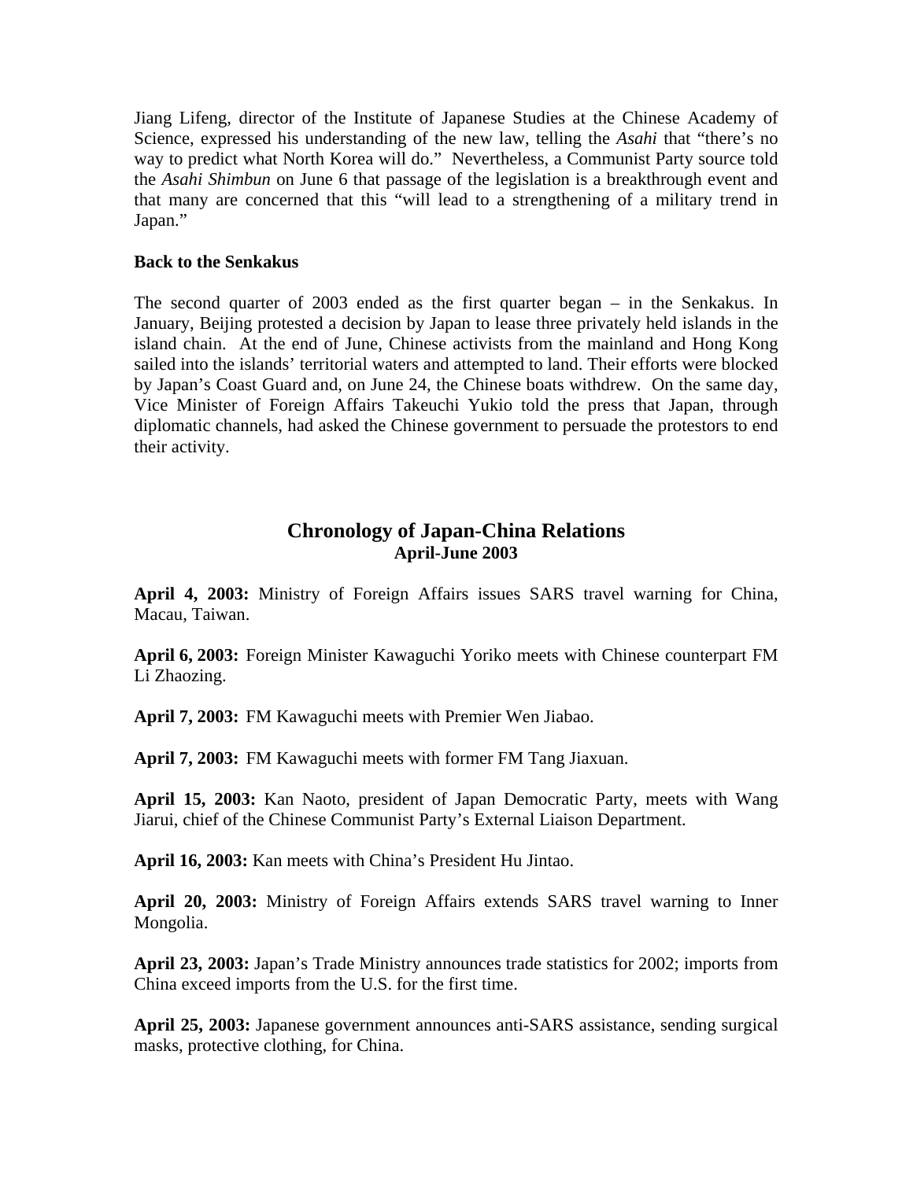Jiang Lifeng, director of the Institute of Japanese Studies at the Chinese Academy of Science, expressed his understanding of the new law, telling the *Asahi* that "there's no way to predict what North Korea will do." Nevertheless, a Communist Party source told the *Asahi Shimbun* on June 6 that passage of the legislation is a breakthrough event and that many are concerned that this "will lead to a strengthening of a military trend in Japan."

**Back to the Senkakus**

The second quarter of 2003 ended as the first quarter began – in the Senkakus. In January, Beijing protested a decision by Japan to lease three privately held islands in the island chain. At the end of June, Chinese activists from the mainland and Hong Kong sailed into the islands' territorial waters and attempted to land. Their efforts were blocked by Japan's Coast Guard and, on June 24, the Chinese boats withdrew. On the same day, Vice Minister of Foreign Affairs Takeuchi Yukio told the press that Japan, through diplomatic channels, had asked the Chinese government to persuade the protestors to end their activity.

## Chronology of Japan-China Relations
### April-June 2003

**April 4, 2003:** Ministry of Foreign Affairs issues SARS travel warning for China, Macau, Taiwan.

**April 6, 2003:** Foreign Minister Kawaguchi Yoriko meets with Chinese counterpart FM Li Zhaozing.

**April 7, 2003:** FM Kawaguchi meets with Premier Wen Jiabao.

**April 7, 2003:** FM Kawaguchi meets with former FM Tang Jiaxuan.

**April 15, 2003:** Kan Naoto, president of Japan Democratic Party, meets with Wang Jiarui, chief of the Chinese Communist Party's External Liaison Department.

**April 16, 2003:** Kan meets with China's President Hu Jintao.

**April 20, 2003:** Ministry of Foreign Affairs extends SARS travel warning to Inner Mongolia.

**April 23, 2003:** Japan's Trade Ministry announces trade statistics for 2002; imports from China exceed imports from the U.S. for the first time.

**April 25, 2003:** Japanese government announces anti-SARS assistance, sending surgical masks, protective clothing, for China.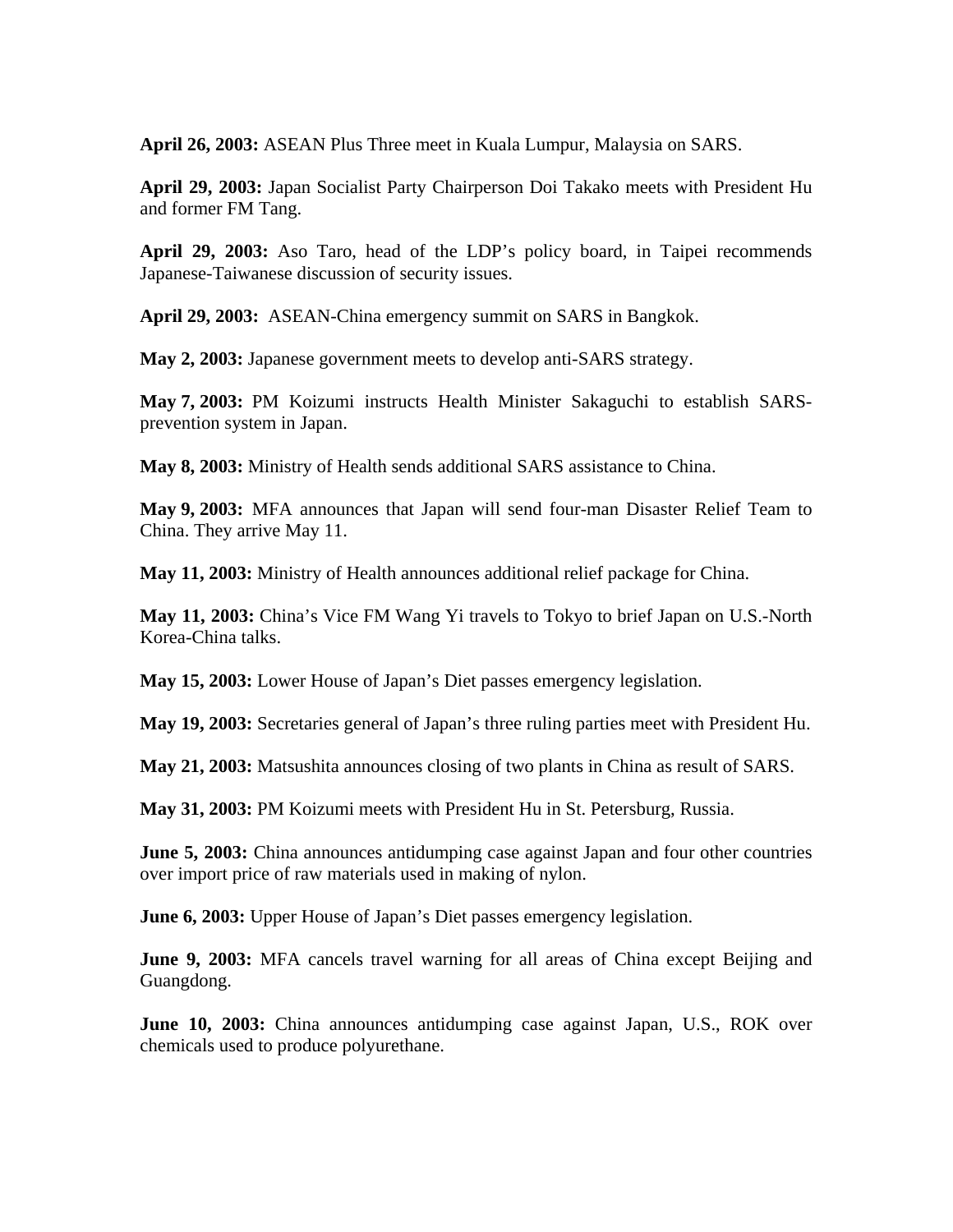**April 26, 2003:** ASEAN Plus Three meet in Kuala Lumpur, Malaysia on SARS.

**April 29, 2003:** Japan Socialist Party Chairperson Doi Takako meets with President Hu and former FM Tang.

**April 29, 2003:** Aso Taro, head of the LDP's policy board, in Taipei recommends Japanese-Taiwanese discussion of security issues.

**April 29, 2003:** ASEAN-China emergency summit on SARS in Bangkok.

**May 2, 2003:** Japanese government meets to develop anti-SARS strategy.

**May 7, 2003:** PM Koizumi instructs Health Minister Sakaguchi to establish SARS-prevention system in Japan.

**May 8, 2003:** Ministry of Health sends additional SARS assistance to China.

**May 9, 2003:** MFA announces that Japan will send four-man Disaster Relief Team to China. They arrive May 11.

**May 11, 2003:** Ministry of Health announces additional relief package for China.

**May 11, 2003:** China's Vice FM Wang Yi travels to Tokyo to brief Japan on U.S.-North Korea-China talks.

**May 15, 2003:** Lower House of Japan's Diet passes emergency legislation.

**May 19, 2003:** Secretaries general of Japan's three ruling parties meet with President Hu.

**May 21, 2003:** Matsushita announces closing of two plants in China as result of SARS.

**May 31, 2003:** PM Koizumi meets with President Hu in St. Petersburg, Russia.

**June 5, 2003:** China announces antidumping case against Japan and four other countries over import price of raw materials used in making of nylon.

**June 6, 2003:** Upper House of Japan's Diet passes emergency legislation.

**June 9, 2003:** MFA cancels travel warning for all areas of China except Beijing and Guangdong.

**June 10, 2003:** China announces antidumping case against Japan, U.S., ROK over chemicals used to produce polyurethane.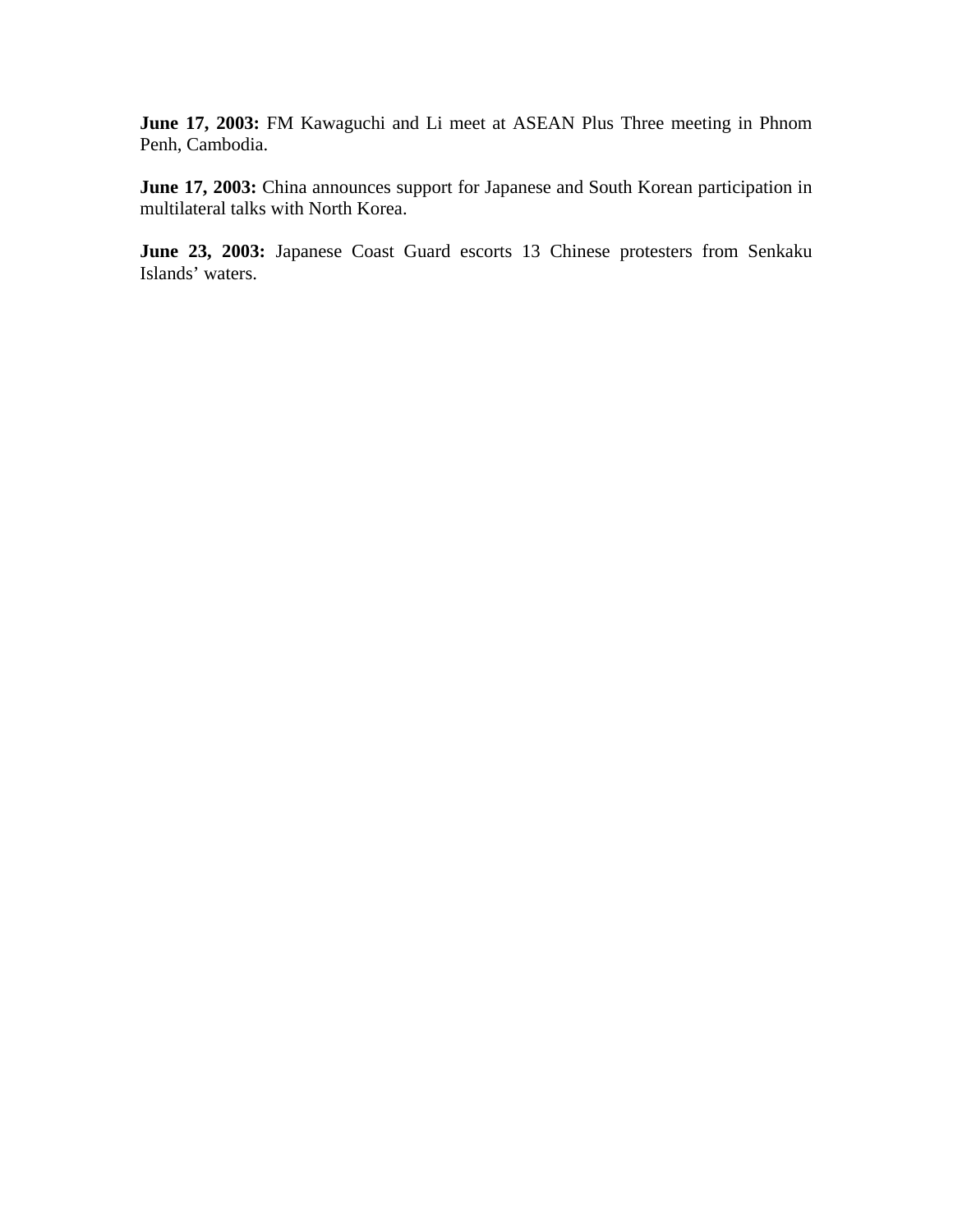**June 17, 2003:** FM Kawaguchi and Li meet at ASEAN Plus Three meeting in Phnom Penh, Cambodia.

**June 17, 2003:** China announces support for Japanese and South Korean participation in multilateral talks with North Korea.

**June 23, 2003:** Japanese Coast Guard escorts 13 Chinese protesters from Senkaku Islands' waters.